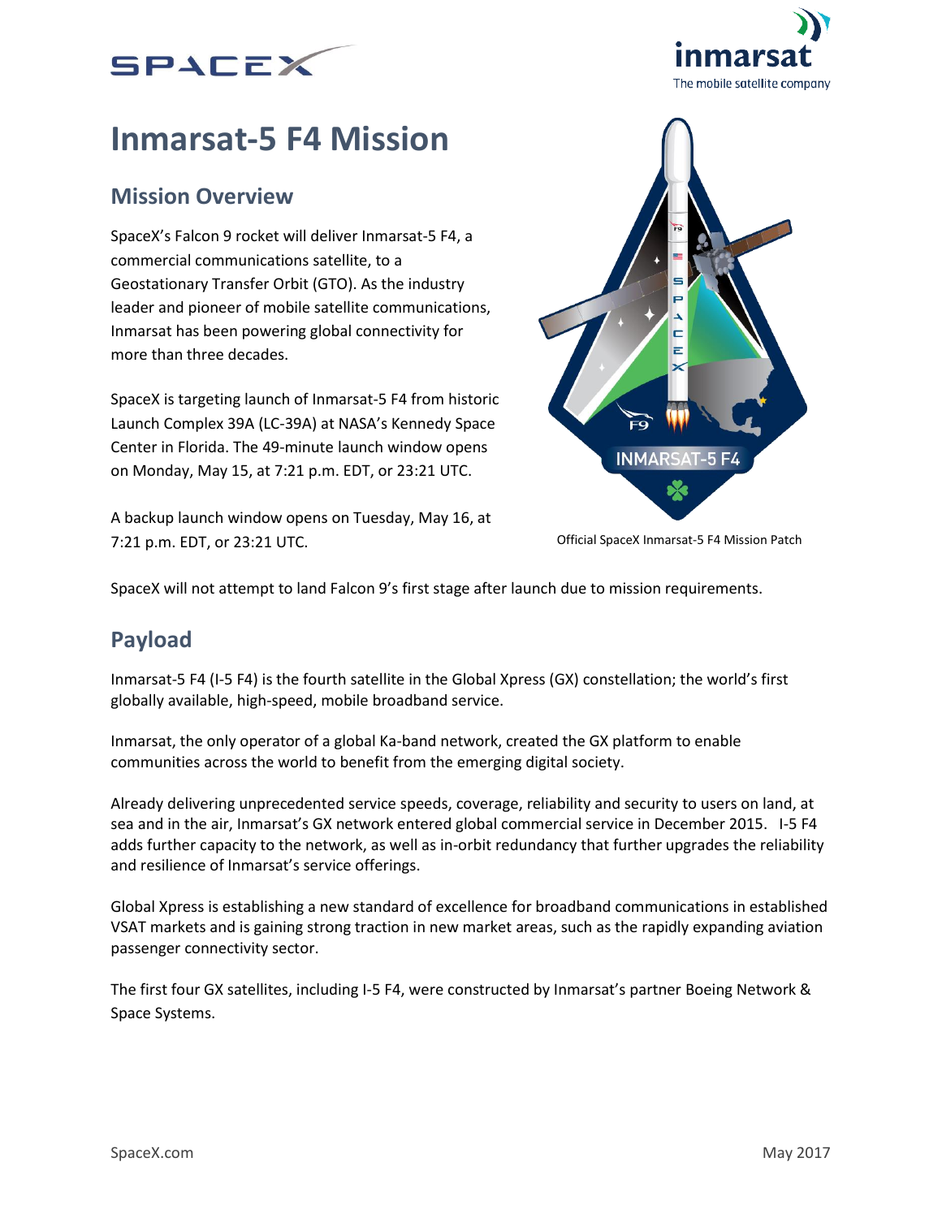# Inmarsat-5 F4 Mission

## Mission Overview

SpaceX's Falcon 9 rocket will deliver Inmarsat-5 F4, a commercial communications satellite, to a Geostationary Transfer Orbit (GTO). As the industry leader and pioneer of mobile satellite communications, Inmarsat has been powering global connectivity for more than three decades.

SpaceX is targeting launch of Inmarsat-5 F4 from historic Launch Complex 39A (LC-39A) at NASA's Kennedy Space Center in Florida. The 49-minute launch window opens on Monday, May 15, at 7:21 p.m. EDT, or 23:21 UTC.

A backup launch window opens on Tuesday, May 16, at 7:21 p.m. EDT, or 23:21 UTC.

Official SpaceX Inmarsat-5 F4 Mission Patch

SpaceX will not attempt to land Falcon 9's first stage after launch due to mission requirements.

## Payload

Inmarsat-5 F4 (I-5 F4) is the fourth satellite in the Global Xpress (GX) constellation; the world's first globally available, high-speed, mobile broadband service.

Inmarsat, the only operator of a global Ka-band network, created the GX platform to enable communities across the world to benefit from the emerging digital society.

Already delivering unprecedented service speeds, coverage, reliability and security to users on land, at sea and in the air, Inmarsat's GX network entered global commercial service in December 2015. I-5 F4 adds further capacity to the network, as well as in-orbit redundancy that further upgrades the reliability and resilience of Inmarsat's service offerings.

Global Xpress is establishing a new standard of excellence for broadband communications in established VSAT markets and is gaining strong traction in new market areas, such as the rapidly expanding aviation passenger connectivity sector.

The first four GX satellites, including I-5 F4, were constructed by Inmarsat's partner Boeing Network & Space Systems.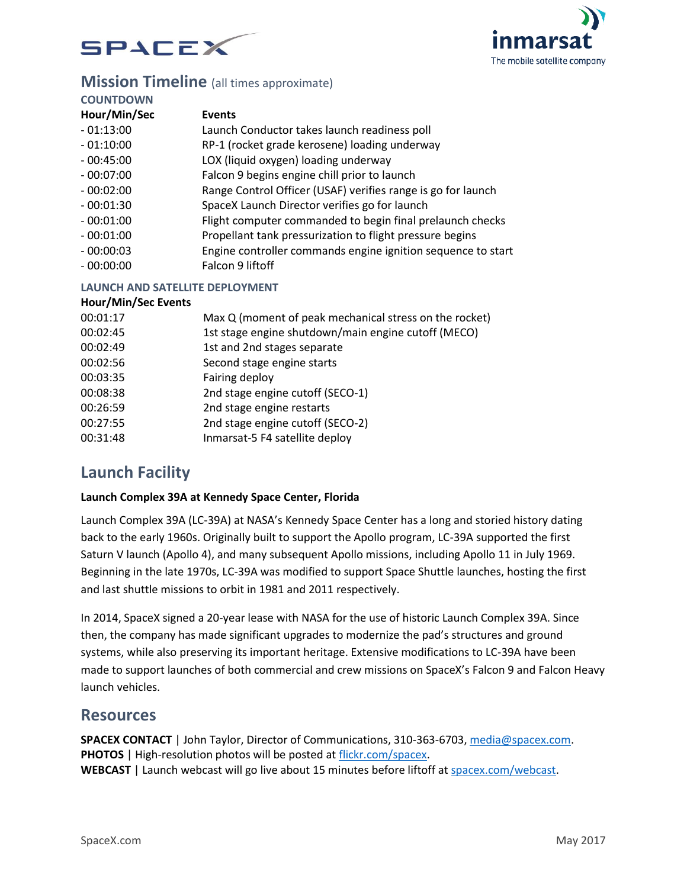## Mission Timeline (all times approximate)

### COUNTDOWN

| Hour/Min/Sec | Events |
|---|---|
| - 01:13:00 | Launch Conductor takes launch readiness poll |
| - 01:10:00 | RP-1 (rocket grade kerosene) loading underway |
| - 00:45:00 | LOX (liquid oxygen) loading underway |
| - 00:07:00 | Falcon 9 begins engine chill prior to launch |
| - 00:02:00 | Range Control Officer (USAF) verifies range is go for launch |
| - 00:01:30 | SpaceX Launch Director verifies go for launch |
| - 00:01:00 | Flight computer commanded to begin final prelaunch checks |
| - 00:01:00 | Propellant tank pressurization to flight pressure begins |
| - 00:00:03 | Engine controller commands engine ignition sequence to start |
| - 00:00:00 | Falcon 9 liftoff |

### LAUNCH AND SATELLITE DEPLOYMENT

| Hour/Min/Sec | Events |
|---|---|
| 00:01:17 | Max Q (moment of peak mechanical stress on the rocket) |
| 00:02:45 | 1st stage engine shutdown/main engine cutoff (MECO) |
| 00:02:49 | 1st and 2nd stages separate |
| 00:02:56 | Second stage engine starts |
| 00:03:35 | Fairing deploy |
| 00:08:38 | 2nd stage engine cutoff (SECO-1) |
| 00:26:59 | 2nd stage engine restarts |
| 00:27:55 | 2nd stage engine cutoff (SECO-2) |
| 00:31:48 | Inmarsat-5 F4 satellite deploy |

## Launch Facility

**Launch Complex 39A at Kennedy Space Center, Florida**

Launch Complex 39A (LC-39A) at NASA's Kennedy Space Center has a long and storied history dating back to the early 1960s. Originally built to support the Apollo program, LC-39A supported the first Saturn V launch (Apollo 4), and many subsequent Apollo missions, including Apollo 11 in July 1969. Beginning in the late 1970s, LC-39A was modified to support Space Shuttle launches, hosting the first and last shuttle missions to orbit in 1981 and 2011 respectively.

In 2014, SpaceX signed a 20-year lease with NASA for the use of historic Launch Complex 39A. Since then, the company has made significant upgrades to modernize the pad's structures and ground systems, while also preserving its important heritage. Extensive modifications to LC-39A have been made to support launches of both commercial and crew missions on SpaceX's Falcon 9 and Falcon Heavy launch vehicles.

## Resources

**SPACEX CONTACT** | John Taylor, Director of Communications, 310-363-6703, media@spacex.com.
**PHOTOS** | High-resolution photos will be posted at flickr.com/spacex.
**WEBCAST** | Launch webcast will go live about 15 minutes before liftoff at spacex.com/webcast.